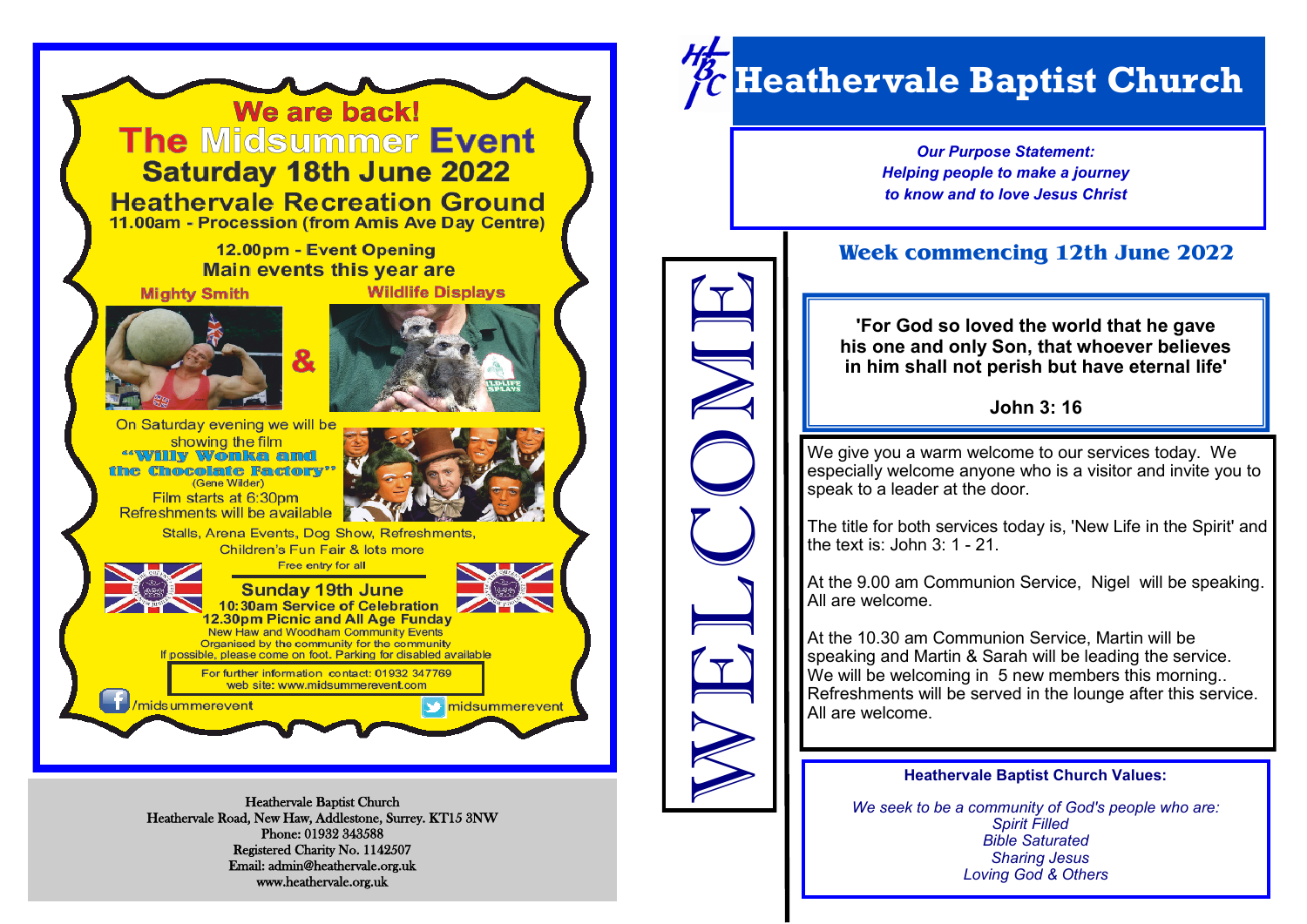# We are back!

## The Midsummer Event

### Saturday 18th June 2022

### Heathervale Recreation Ground

**11.00am - Procession (from Amis Ave Day Centre)**

**12.00pm - Event Opening**

**Main events this year are**

**Mighty Smith** & **Wildlife Displays**

On Saturday evening we will be showing the film

**"Willy Wonka and the Chocolate Factory"**
(Gene Wilder)

Film starts at 6:30pm

Refreshments will be available

Stalls, Arena Events, Dog Show, Refreshments, Children's Fun Fair & lots more

Free entry for all

**Sunday 19th June**

**10:30am Service of Celebration**

**12.30pm Picnic and All Age Funday**

New Haw and Woodham Community Events

Organised by the community for the community

If possible, please come on foot. Parking for disabled available

For further information contact: 01932 347769
web site: www.midsummerevent.com

/midsummerevent

midsummerevent

Heathervale Baptist Church
Heathervale Road, New Haw, Addlestone, Surrey. KT15 3NW
Phone: 01932 343588
Registered Charity No. 1142507
Email: admin@heathervale.org.uk
www.heathervale.org.uk

# Heathervale Baptist Church

*Our Purpose Statement:*
*Helping people to make a journey*
*to know and to love Jesus Christ*

WELCOME

## Week commencing 12th June 2022

**'For God so loved the world that he gave his one and only Son, that whoever believes in him shall not perish but have eternal life'**

**John 3: 16**

We give you a warm welcome to our services today. We especially welcome anyone who is a visitor and invite you to speak to a leader at the door.

The title for both services today is, 'New Life in the Spirit' and the text is: John 3: 1 - 21.

At the 9.00 am Communion Service, Nigel will be speaking. All are welcome.

At the 10.30 am Communion Service, Martin will be speaking and Martin & Sarah will be leading the service. We will be welcoming in 5 new members this morning.. Refreshments will be served in the lounge after this service. All are welcome.

**Heathervale Baptist Church Values:**

*We seek to be a community of God's people who are:*
*Spirit Filled*
*Bible Saturated*
*Sharing Jesus*
*Loving God & Others*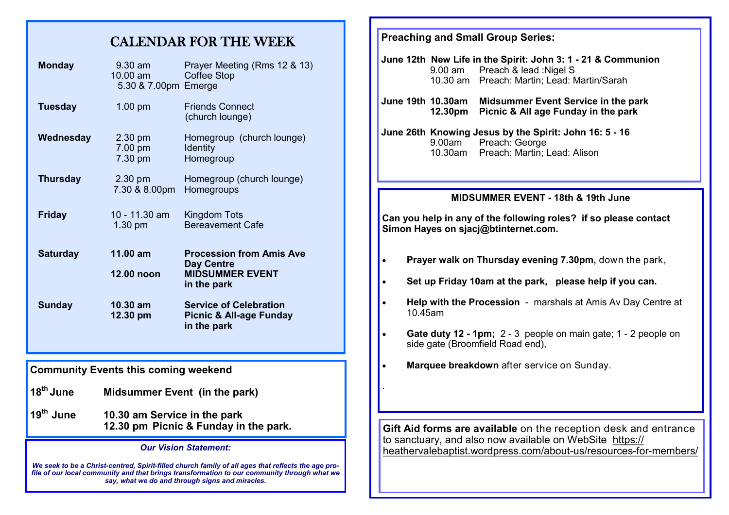# CALENDAR FOR THE WEEK

| | | |
|---|---|---|
| **Monday** | 9.30 am | Prayer Meeting (Rms 12 & 13) |
| | 10.00 am | Coffee Stop |
| | 5.30 & 7.00pm | Emerge |
| **Tuesday** | 1.00 pm | Friends Connect (church lounge) |
| **Wednesday** | 2.30 pm | Homegroup (church lounge) |
| | 7.00 pm | Identity |
| | 7.30 pm | Homegroup |
| **Thursday** | 2.30 pm | Homegroup (church lounge) |
| | 7.30 & 8.00pm | Homegroups |
| **Friday** | 10 - 11.30 am | Kingdom Tots |
| | 1.30 pm | Bereavement Cafe |
| **Saturday** | **11.00 am** | **Procession from Amis Ave Day Centre** |
| | **12.00 noon** | **MIDSUMMER EVENT in the park** |
| **Sunday** | **10.30 am** | **Service of Celebration** |
| | **12.30 pm** | **Picnic & All-age Funday in the park** |

## Community Events this coming weekend

**18th June** **Midsummer Event (in the park)**

**19th June** **10.30 am Service in the park**
**12.30 pm Picnic & Funday in the park.**

***Our Vision Statement:***

***We seek to be a Christ-centred, Spirit-filled church family of all ages that reflects the age profile of our local community and that brings transformation to our community through what we say, what we do and through signs and miracles.***

## Preaching and Small Group Series:

**June 12th New Life in the Spirit: John 3: 1 - 21 & Communion**
9.00 am Preach & lead :Nigel S
10.30 am Preach: Martin; Lead: Martin/Sarah

**June 19th 10.30am Midsummer Event Service in the park**
**12.30pm Picnic & All age Funday in the park**

**June 26th Knowing Jesus by the Spirit: John 16: 5 - 16**
9.00am Preach: George
10.30am Preach: Martin; Lead: Alison

## MIDSUMMER EVENT - 18th & 19th June

**Can you help in any of the following roles? if so please contact Simon Hayes on sjacj@btinternet.com.**

- **Prayer walk on Thursday evening 7.30pm,** down the park,
- **Set up Friday 10am at the park, please help if you can.**
- **Help with the Procession** - marshals at Amis Av Day Centre at 10.45am
- **Gate duty 12 - 1pm;** 2 - 3 people on main gate; 1 - 2 people on side gate (Broomfield Road end),
- **Marquee breakdown** after service on Sunday.

**Gift Aid forms are available** on the reception desk and entrance to sanctuary, and also now available on WebSite https://heathervalebaptist.wordpress.com/about-us/resources-for-members/